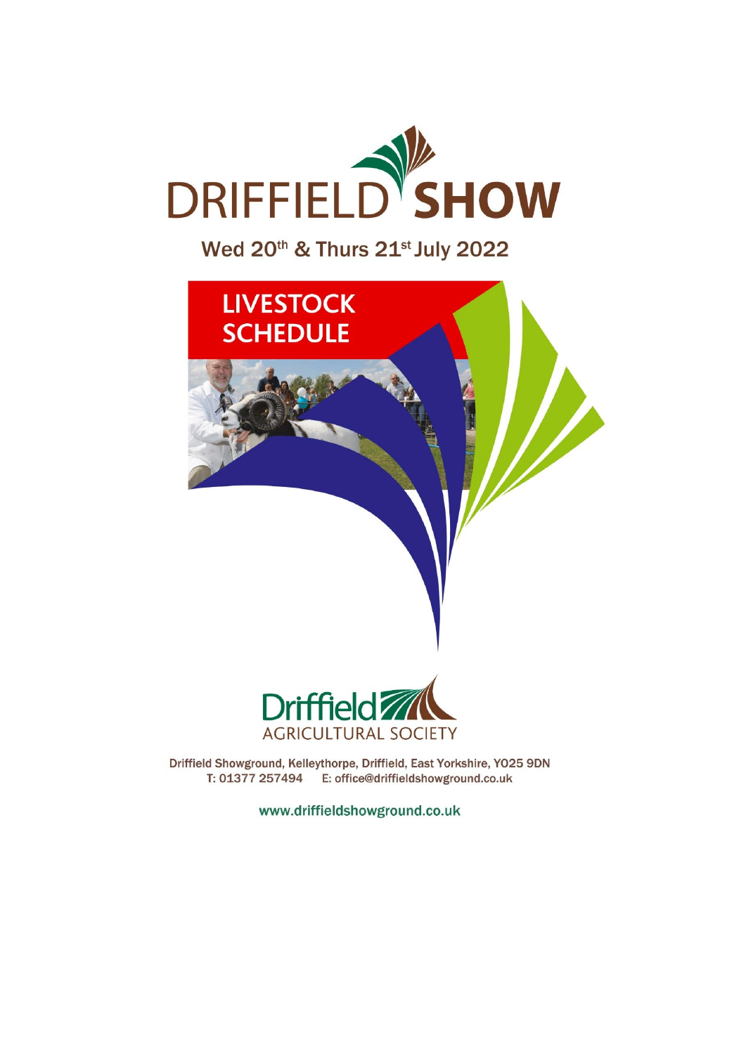# DRIFFIELD SHOW

## Wed 20th & Thurs 21st July 2022

# LIVESTOCK SCHEDULE

Driffield AGRICULTURAL SOCIETY

Driffield Showground, Kelleythorpe, Driffield, East Yorkshire, YO25 9DN
T: 01377 257494 E: office@driffieldshowground.co.uk

www.driffieldshowground.co.uk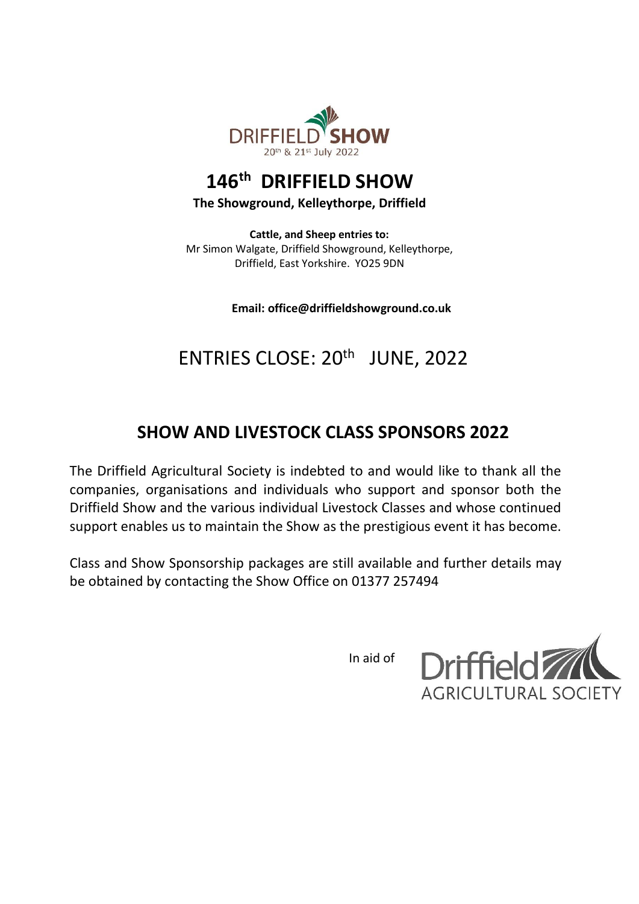DRIFFIELD SHOW
20th & 21st July 2022

# 146th DRIFFIELD SHOW

**The Showground, Kelleythorpe, Driffield**

**Cattle, and Sheep entries to:**
Mr Simon Walgate, Driffield Showground, Kelleythorpe, Driffield, East Yorkshire. YO25 9DN

**Email: office@driffieldshowground.co.uk**

## ENTRIES CLOSE: 20th JUNE, 2022

## SHOW AND LIVESTOCK CLASS SPONSORS 2022

The Driffield Agricultural Society is indebted to and would like to thank all the companies, organisations and individuals who support and sponsor both the Driffield Show and the various individual Livestock Classes and whose continued support enables us to maintain the Show as the prestigious event it has become.

Class and Show Sponsorship packages are still available and further details may be obtained by contacting the Show Office on 01377 257494

In aid of Driffield AGRICULTURAL SOCIETY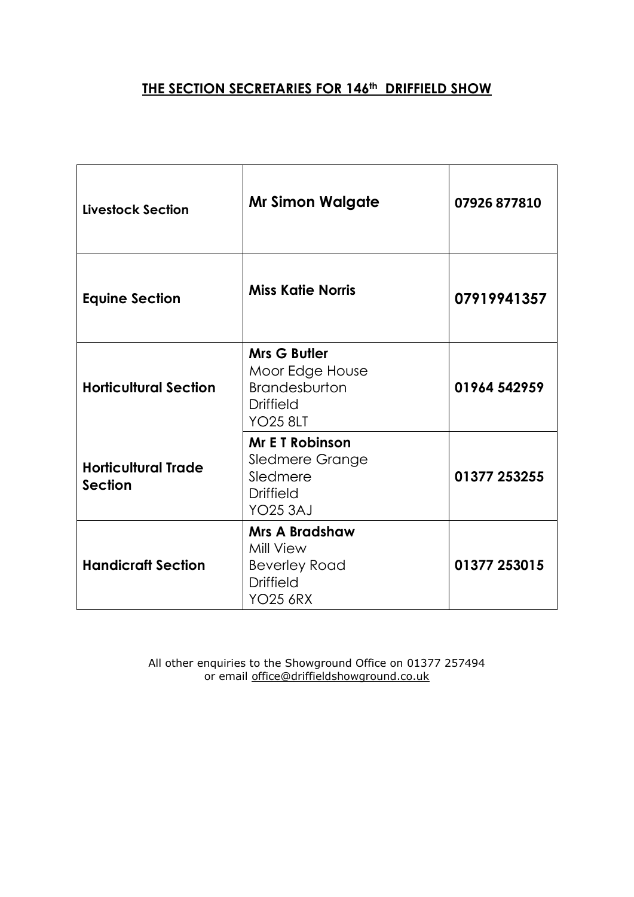## **THE SECTION SECRETARIES FOR 146th DRIFFIELD SHOW**

| | | |
|---|---|---|
| **Livestock Section** | **Mr Simon Walgate** | **07926 877810** |
| **Equine Section** | **Miss Katie Norris** | **07919941357** |
| **Horticultural Section** | **Mrs G Butler**<br>Moor Edge House<br>Brandesburton<br>Driffield<br>YO25 8LT | **01964 542959** |
| **Horticultural Trade Section** | **Mr E T Robinson**<br>Sledmere Grange<br>Sledmere<br>Driffield<br>YO25 3AJ | **01377 253255** |
| **Handicraft Section** | **Mrs A Bradshaw**<br>Mill View<br>Beverley Road<br>Driffield<br>YO25 6RX | **01377 253015** |

All other enquiries to the Showground Office on 01377 257494
or email office@driffieldshowground.co.uk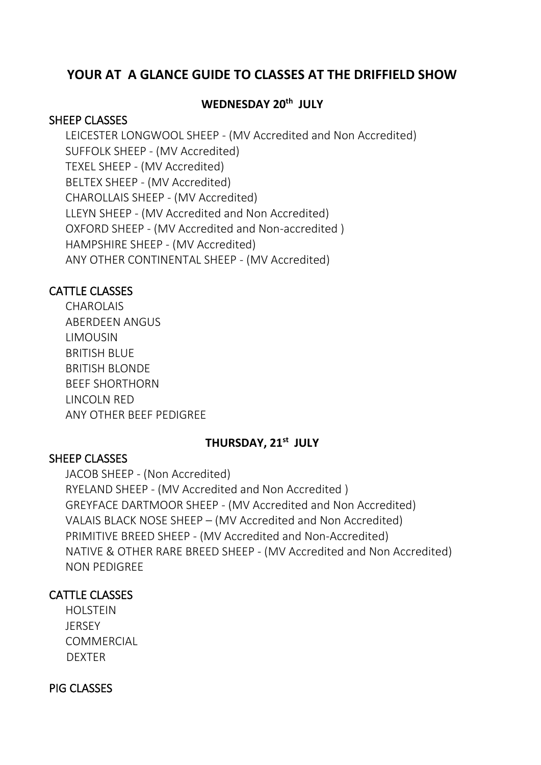# YOUR AT A GLANCE GUIDE TO CLASSES AT THE DRIFFIELD SHOW

**WEDNESDAY 20th JULY**

## SHEEP CLASSES

- LEICESTER LONGWOOL SHEEP - (MV Accredited and Non Accredited)
- SUFFOLK SHEEP - (MV Accredited)
- TEXEL SHEEP - (MV Accredited)
- BELTEX SHEEP - (MV Accredited)
- CHAROLLAIS SHEEP - (MV Accredited)
- LLEYN SHEEP - (MV Accredited and Non Accredited)
- OXFORD SHEEP - (MV Accredited and Non-accredited )
- HAMPSHIRE SHEEP - (MV Accredited)
- ANY OTHER CONTINENTAL SHEEP - (MV Accredited)

## CATTLE CLASSES

- CHAROLAIS
- ABERDEEN ANGUS
- LIMOUSIN
- BRITISH BLUE
- BRITISH BLONDE
- BEEF SHORTHORN
- LINCOLN RED
- ANY OTHER BEEF PEDIGREE

**THURSDAY, 21st JULY**

## SHEEP CLASSES

- JACOB SHEEP - (Non Accredited)
- RYELAND SHEEP - (MV Accredited and Non Accredited )
- GREYFACE DARTMOOR SHEEP - (MV Accredited and Non Accredited)
- VALAIS BLACK NOSE SHEEP – (MV Accredited and Non Accredited)
- PRIMITIVE BREED SHEEP - (MV Accredited and Non-Accredited)
- NATIVE & OTHER RARE BREED SHEEP - (MV Accredited and Non Accredited)
- NON PEDIGREE

## CATTLE CLASSES

- HOLSTEIN
- JERSEY
- COMMERCIAL
- DEXTER

## PIG CLASSES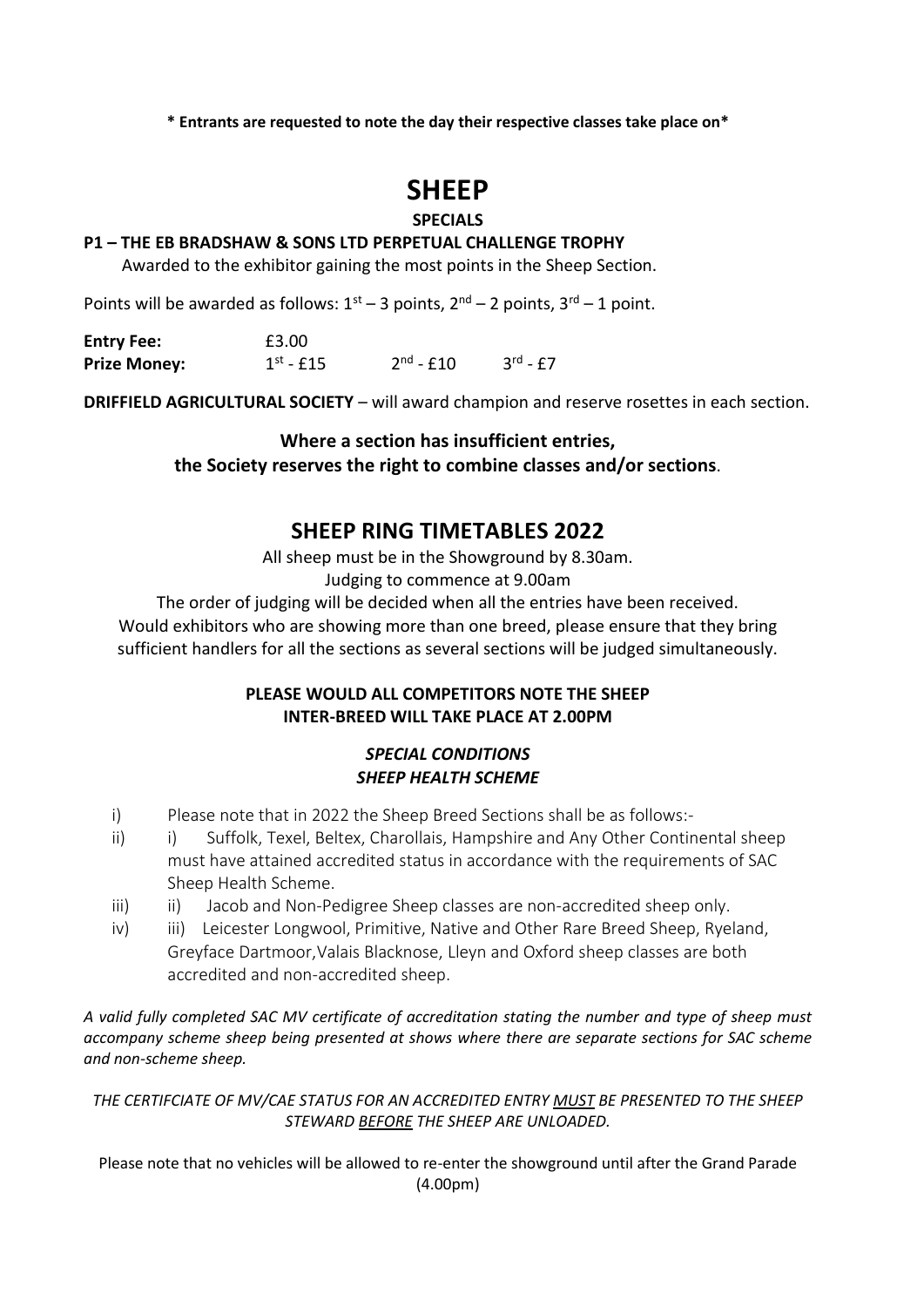**\* Entrants are requested to note the day their respective classes take place on\***

# SHEEP

**SPECIALS**

**P1 – THE EB BRADSHAW & SONS LTD PERPETUAL CHALLENGE TROPHY**

Awarded to the exhibitor gaining the most points in the Sheep Section.

Points will be awarded as follows: 1st – 3 points, 2nd – 2 points, 3rd – 1 point.

| | | | |
|---|---|---|---|
| **Entry Fee:** | £3.00 | | |
| **Prize Money:** | 1st - £15 | 2nd - £10 | 3rd - £7 |

**DRIFFIELD AGRICULTURAL SOCIETY** – will award champion and reserve rosettes in each section.

**Where a section has insufficient entries, the Society reserves the right to combine classes and/or sections**.

## SHEEP RING TIMETABLES 2022

All sheep must be in the Showground by 8.30am.
Judging to commence at 9.00am
The order of judging will be decided when all the entries have been received.
Would exhibitors who are showing more than one breed, please ensure that they bring sufficient handlers for all the sections as several sections will be judged simultaneously.

**PLEASE WOULD ALL COMPETITORS NOTE THE SHEEP INTER-BREED WILL TAKE PLACE AT 2.00PM**

***SPECIAL CONDITIONS***
***SHEEP HEALTH SCHEME***

i) Please note that in 2022 the Sheep Breed Sections shall be as follows:-

ii) i) Suffolk, Texel, Beltex, Charollais, Hampshire and Any Other Continental sheep must have attained accredited status in accordance with the requirements of SAC Sheep Health Scheme.

iii) ii) Jacob and Non-Pedigree Sheep classes are non-accredited sheep only.

iv) iii) Leicester Longwool, Primitive, Native and Other Rare Breed Sheep, Ryeland, Greyface Dartmoor,Valais Blacknose, Lleyn and Oxford sheep classes are both accredited and non-accredited sheep.

*A valid fully completed SAC MV certificate of accreditation stating the number and type of sheep must accompany scheme sheep being presented at shows where there are separate sections for SAC scheme and non-scheme sheep.*

*THE CERTIFCIATE OF MV/CAE STATUS FOR AN ACCREDITED ENTRY MUST BE PRESENTED TO THE SHEEP STEWARD BEFORE THE SHEEP ARE UNLOADED.*

Please note that no vehicles will be allowed to re-enter the showground until after the Grand Parade (4.00pm)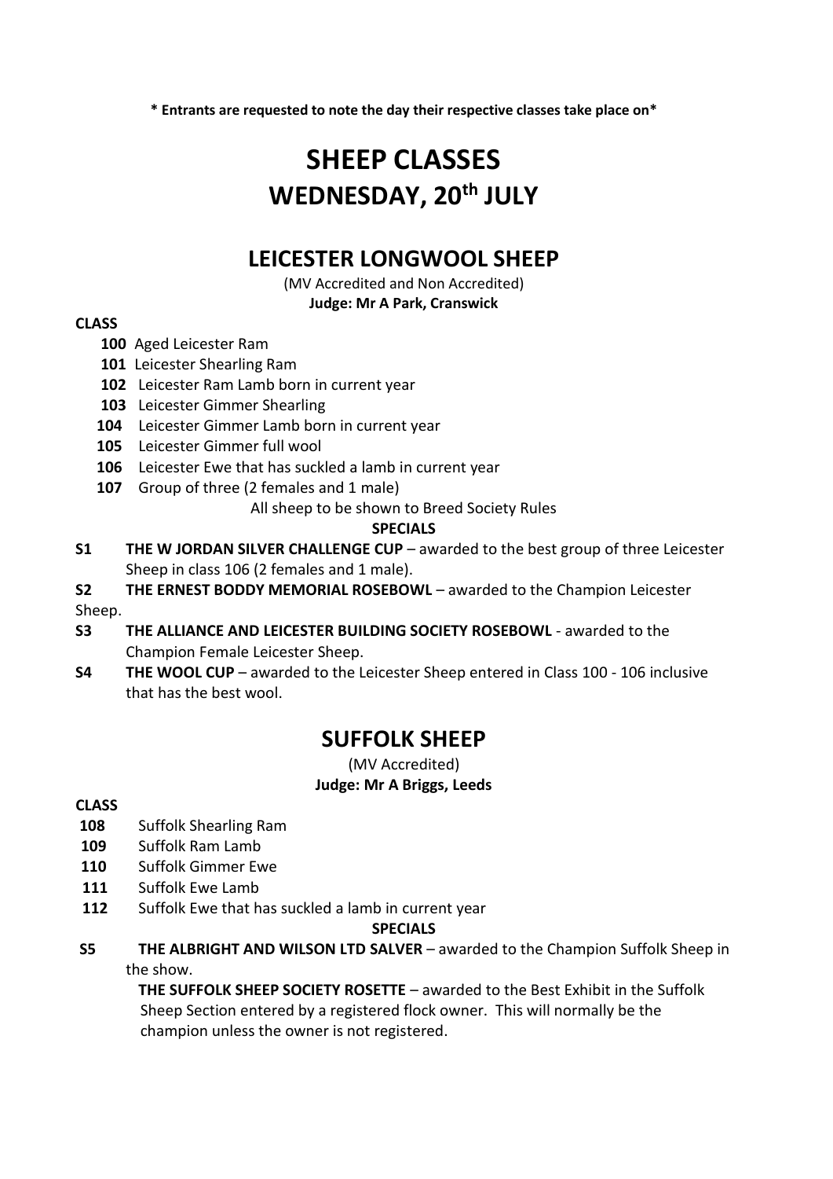**\* Entrants are requested to note the day their respective classes take place on\***

# SHEEP CLASSES
# WEDNESDAY, 20th JULY

## LEICESTER LONGWOOL SHEEP

(MV Accredited and Non Accredited)

**Judge: Mr A Park, Cranswick**

**CLASS**

- **100** Aged Leicester Ram
- **101** Leicester Shearling Ram
- **102** Leicester Ram Lamb born in current year
- **103** Leicester Gimmer Shearling
- **104** Leicester Gimmer Lamb born in current year
- **105** Leicester Gimmer full wool
- **106** Leicester Ewe that has suckled a lamb in current year
- **107** Group of three (2 females and 1 male)

All sheep to be shown to Breed Society Rules

**SPECIALS**

**S1** **THE W JORDAN SILVER CHALLENGE CUP** – awarded to the best group of three Leicester Sheep in class 106 (2 females and 1 male).

**S2** **THE ERNEST BODDY MEMORIAL ROSEBOWL** – awarded to the Champion Leicester Sheep.

**S3** **THE ALLIANCE AND LEICESTER BUILDING SOCIETY ROSEBOWL** - awarded to the Champion Female Leicester Sheep.

**S4** **THE WOOL CUP** – awarded to the Leicester Sheep entered in Class 100 - 106 inclusive that has the best wool.

## SUFFOLK SHEEP

(MV Accredited)

**Judge: Mr A Briggs, Leeds**

**CLASS**

- **108** Suffolk Shearling Ram
- **109** Suffolk Ram Lamb
- **110** Suffolk Gimmer Ewe
- **111** Suffolk Ewe Lamb
- **112** Suffolk Ewe that has suckled a lamb in current year

**SPECIALS**

**S5** **THE ALBRIGHT AND WILSON LTD SALVER** – awarded to the Champion Suffolk Sheep in the show.

**THE SUFFOLK SHEEP SOCIETY ROSETTE** – awarded to the Best Exhibit in the Suffolk Sheep Section entered by a registered flock owner. This will normally be the champion unless the owner is not registered.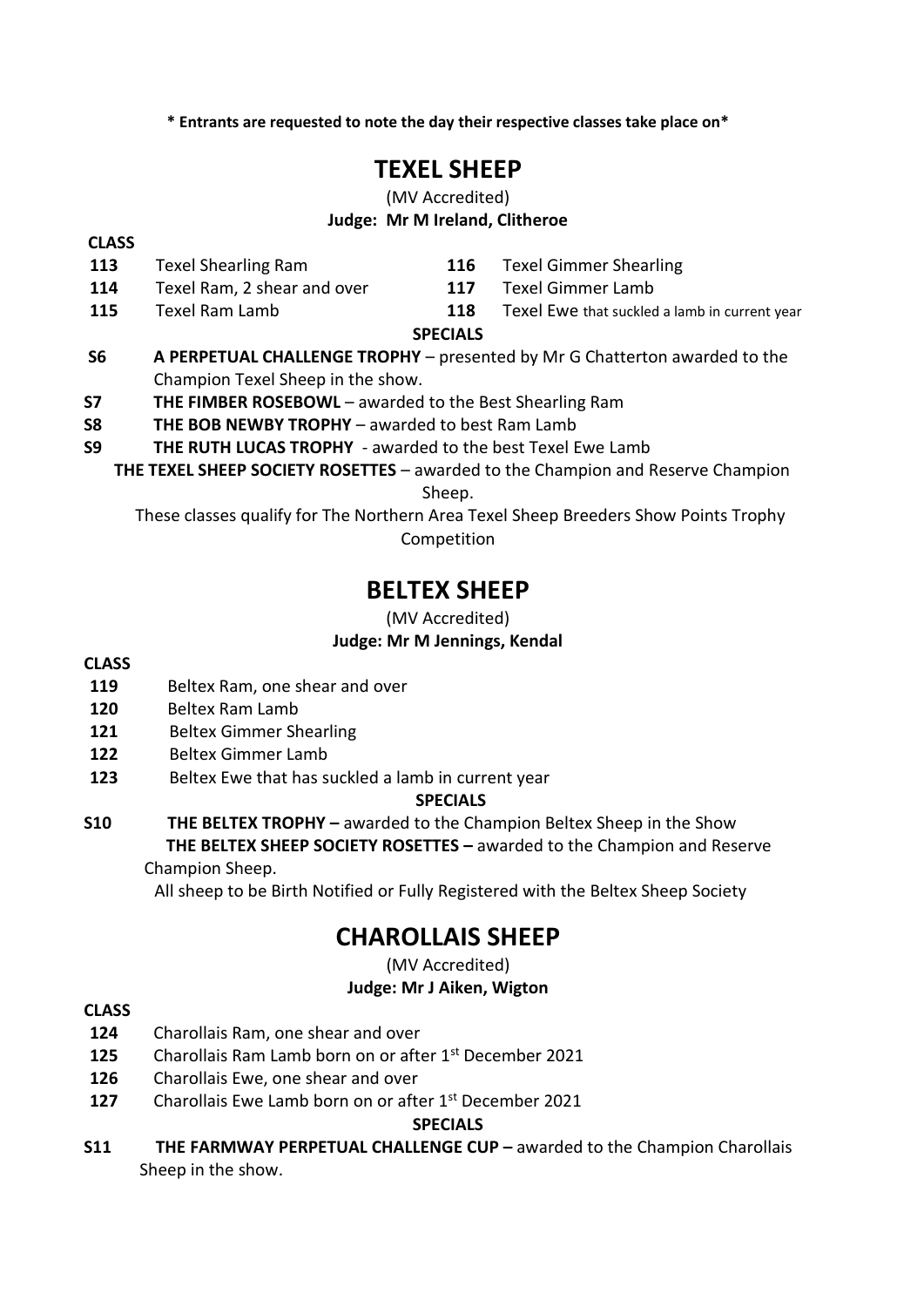**\* Entrants are requested to note the day their respective classes take place on\***

# TEXEL SHEEP

(MV Accredited)

**Judge: Mr M Ireland, Clitheroe**

**CLASS**

**113** Texel Shearling Ram
**114** Texel Ram, 2 shear and over
**115** Texel Ram Lamb
**116** Texel Gimmer Shearling
**117** Texel Gimmer Lamb
**118** Texel Ewe that suckled a lamb in current year

**SPECIALS**

**S6** **A PERPETUAL CHALLENGE TROPHY** – presented by Mr G Chatterton awarded to the Champion Texel Sheep in the show.

**S7** **THE FIMBER ROSEBOWL** – awarded to the Best Shearling Ram

**S8** **THE BOB NEWBY TROPHY** – awarded to best Ram Lamb

**S9** **THE RUTH LUCAS TROPHY** - awarded to the best Texel Ewe Lamb

**THE TEXEL SHEEP SOCIETY ROSETTES** – awarded to the Champion and Reserve Champion Sheep.

These classes qualify for The Northern Area Texel Sheep Breeders Show Points Trophy Competition

# BELTEX SHEEP

(MV Accredited)

**Judge: Mr M Jennings, Kendal**

**CLASS**

**119** Beltex Ram, one shear and over
**120** Beltex Ram Lamb
**121** Beltex Gimmer Shearling
**122** Beltex Gimmer Lamb
**123** Beltex Ewe that has suckled a lamb in current year

**SPECIALS**

**S10** **THE BELTEX TROPHY –** awarded to the Champion Beltex Sheep in the Show

**THE BELTEX SHEEP SOCIETY ROSETTES –** awarded to the Champion and Reserve Champion Sheep.

All sheep to be Birth Notified or Fully Registered with the Beltex Sheep Society

# CHAROLLAIS SHEEP

(MV Accredited)

**Judge: Mr J Aiken, Wigton**

**CLASS**

**124** Charollais Ram, one shear and over
**125** Charollais Ram Lamb born on or after 1st December 2021
**126** Charollais Ewe, one shear and over
**127** Charollais Ewe Lamb born on or after 1st December 2021

**SPECIALS**

**S11** **THE FARMWAY PERPETUAL CHALLENGE CUP –** awarded to the Champion Charollais Sheep in the show.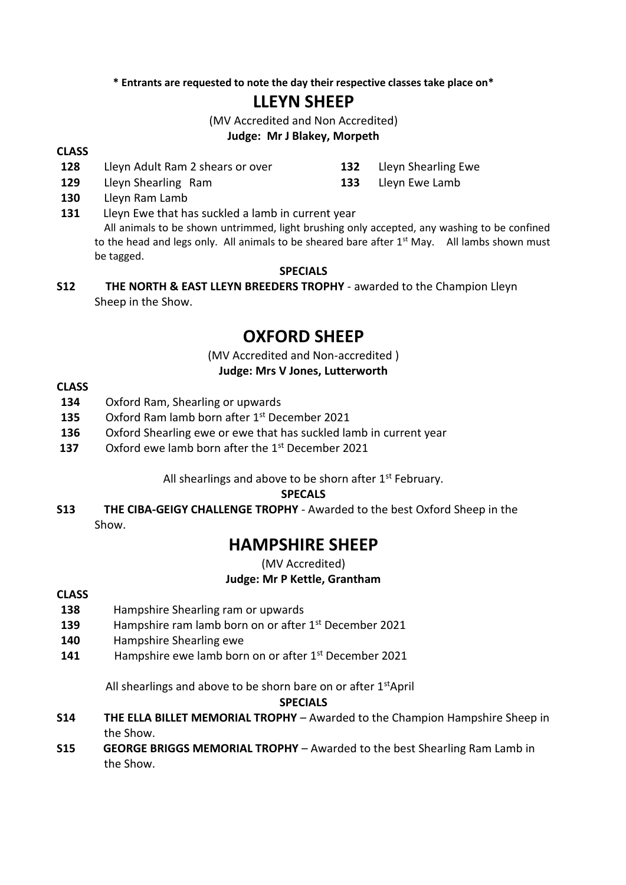**\* Entrants are requested to note the day their respective classes take place on\***

# LLEYN SHEEP

(MV Accredited and Non Accredited)

**Judge: Mr J Blakey, Morpeth**

**CLASS**

**128** Lleyn Adult Ram 2 shears or over

**129** Lleyn Shearling Ram

**130** Lleyn Ram Lamb

**131** Lleyn Ewe that has suckled a lamb in current year

**132** Lleyn Shearling Ewe

**133** Lleyn Ewe Lamb

All animals to be shown untrimmed, light brushing only accepted, any washing to be confined to the head and legs only. All animals to be sheared bare after 1st May. All lambs shown must be tagged.

**SPECIALS**

**S12** **THE NORTH & EAST LLEYN BREEDERS TROPHY** - awarded to the Champion Lleyn Sheep in the Show.

# OXFORD SHEEP

(MV Accredited and Non-accredited )

**Judge: Mrs V Jones, Lutterworth**

**CLASS**

**134** Oxford Ram, Shearling or upwards

**135** Oxford Ram lamb born after 1st December 2021

**136** Oxford Shearling ewe or ewe that has suckled lamb in current year

**137** Oxford ewe lamb born after the 1st December 2021

All shearlings and above to be shorn after 1st February.

**SPECALS**

**S13** **THE CIBA-GEIGY CHALLENGE TROPHY** - Awarded to the best Oxford Sheep in the Show.

# HAMPSHIRE SHEEP

(MV Accredited)

**Judge: Mr P Kettle, Grantham**

**CLASS**

**138** Hampshire Shearling ram or upwards

**139** Hampshire ram lamb born on or after 1st December 2021

**140** Hampshire Shearling ewe

**141** Hampshire ewe lamb born on or after 1st December 2021

All shearlings and above to be shorn bare on or after 1stApril

**SPECIALS**

**S14** **THE ELLA BILLET MEMORIAL TROPHY** – Awarded to the Champion Hampshire Sheep in the Show.

**S15** **GEORGE BRIGGS MEMORIAL TROPHY** – Awarded to the best Shearling Ram Lamb in the Show.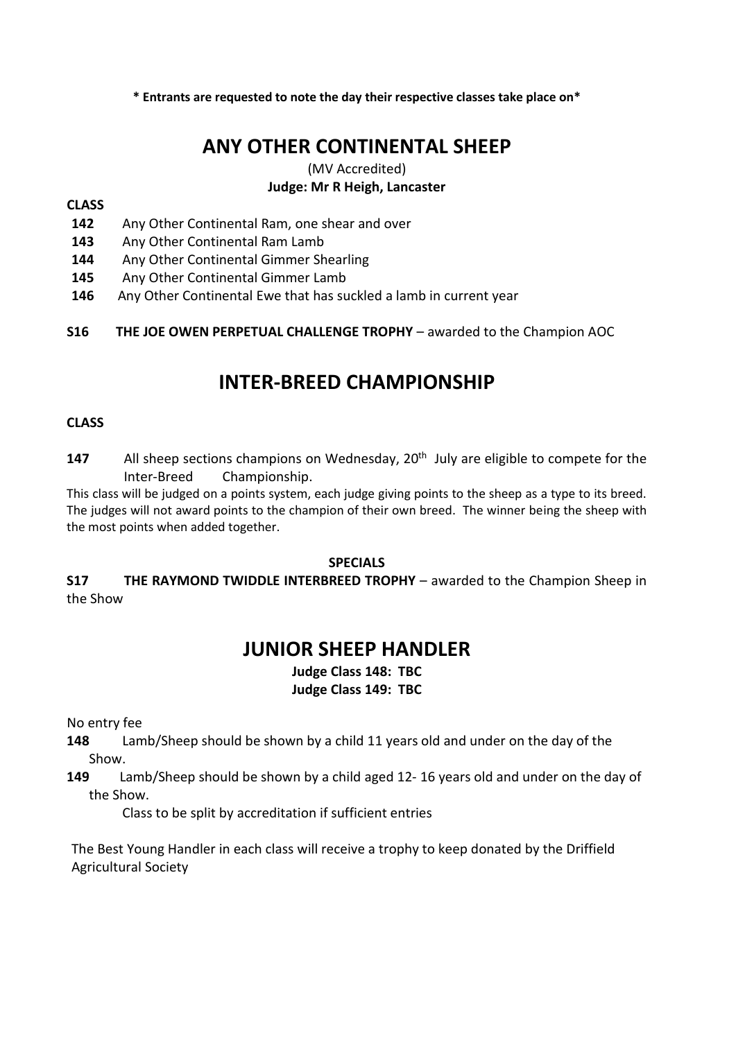**\* Entrants are requested to note the day their respective classes take place on\***

# ANY OTHER CONTINENTAL SHEEP

(MV Accredited)

**Judge: Mr R Heigh, Lancaster**

**CLASS**

**142** Any Other Continental Ram, one shear and over
**143** Any Other Continental Ram Lamb
**144** Any Other Continental Gimmer Shearling
**145** Any Other Continental Gimmer Lamb
**146** Any Other Continental Ewe that has suckled a lamb in current year

**S16 THE JOE OWEN PERPETUAL CHALLENGE TROPHY** – awarded to the Champion AOC

# INTER-BREED CHAMPIONSHIP

**CLASS**

**147** All sheep sections champions on Wednesday, 20th July are eligible to compete for the Inter-Breed Championship.

This class will be judged on a points system, each judge giving points to the sheep as a type to its breed. The judges will not award points to the champion of their own breed. The winner being the sheep with the most points when added together.

**SPECIALS**

**S17 THE RAYMOND TWIDDLE INTERBREED TROPHY** – awarded to the Champion Sheep in the Show

# JUNIOR SHEEP HANDLER

**Judge Class 148: TBC**
**Judge Class 149: TBC**

No entry fee

**148** Lamb/Sheep should be shown by a child 11 years old and under on the day of the Show.

**149** Lamb/Sheep should be shown by a child aged 12- 16 years old and under on the day of the Show.

Class to be split by accreditation if sufficient entries

The Best Young Handler in each class will receive a trophy to keep donated by the Driffield Agricultural Society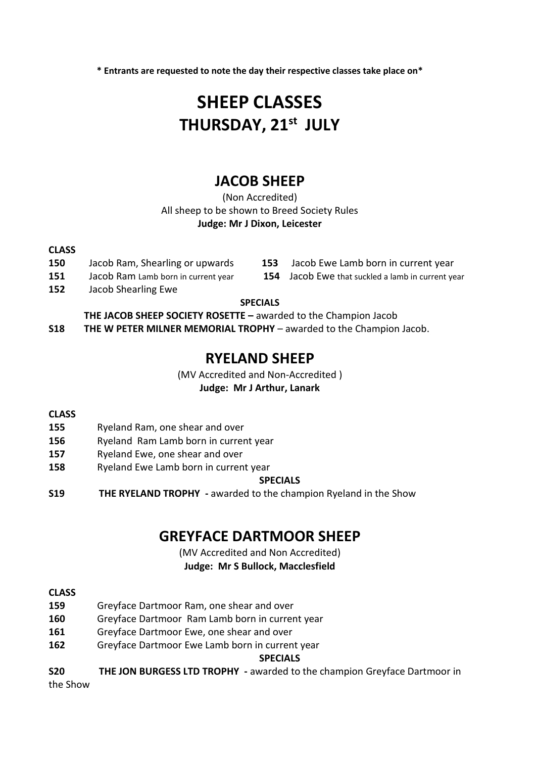**\* Entrants are requested to note the day their respective classes take place on\***

# SHEEP CLASSES
# THURSDAY, 21st JULY

## JACOB SHEEP

(Non Accredited)
All sheep to be shown to Breed Society Rules
**Judge: Mr J Dixon, Leicester**

**CLASS**

**150** Jacob Ram, Shearling or upwards
**151** Jacob Ram Lamb born in current year
**152** Jacob Shearling Ewe
**153** Jacob Ewe Lamb born in current year
**154** Jacob Ewe that suckled a lamb in current year

**SPECIALS**

**THE JACOB SHEEP SOCIETY ROSETTE –** awarded to the Champion Jacob
**S18 THE W PETER MILNER MEMORIAL TROPHY** – awarded to the Champion Jacob.

## RYELAND SHEEP

(MV Accredited and Non-Accredited )
**Judge: Mr J Arthur, Lanark**

**CLASS**

**155** Ryeland Ram, one shear and over
**156** Ryeland Ram Lamb born in current year
**157** Ryeland Ewe, one shear and over
**158** Ryeland Ewe Lamb born in current year

**SPECIALS**

**S19 THE RYELAND TROPHY -** awarded to the champion Ryeland in the Show

## GREYFACE DARTMOOR SHEEP

(MV Accredited and Non Accredited)
**Judge: Mr S Bullock, Macclesfield**

**CLASS**

**159** Greyface Dartmoor Ram, one shear and over
**160** Greyface Dartmoor Ram Lamb born in current year
**161** Greyface Dartmoor Ewe, one shear and over
**162** Greyface Dartmoor Ewe Lamb born in current year

**SPECIALS**

**S20 THE JON BURGESS LTD TROPHY -** awarded to the champion Greyface Dartmoor in the Show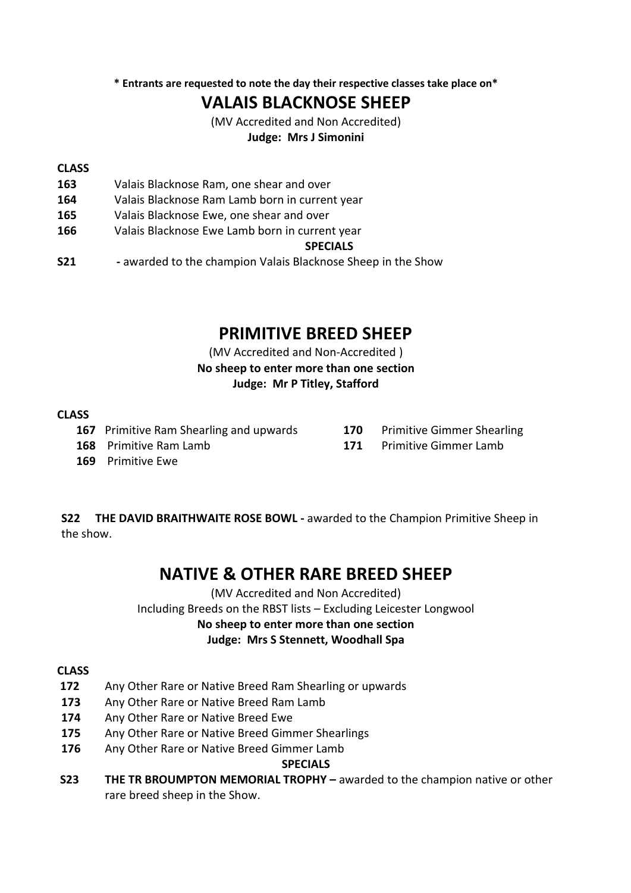**\* Entrants are requested to note the day their respective classes take place on\***

## VALAIS BLACKNOSE SHEEP

(MV Accredited and Non Accredited)

**Judge: Mrs J Simonini**

**CLASS**

**163** Valais Blacknose Ram, one shear and over

**164** Valais Blacknose Ram Lamb born in current year

**165** Valais Blacknose Ewe, one shear and over

**166** Valais Blacknose Ewe Lamb born in current year

**SPECIALS**

**S21** **-** awarded to the champion Valais Blacknose Sheep in the Show

## PRIMITIVE BREED SHEEP

(MV Accredited and Non-Accredited )

**No sheep to enter more than one section**

**Judge: Mr P Titley, Stafford**

**CLASS**

**167** Primitive Ram Shearling and upwards

**168** Primitive Ram Lamb

**169** Primitive Ewe

**170** Primitive Gimmer Shearling

**171** Primitive Gimmer Lamb

**S22 THE DAVID BRAITHWAITE ROSE BOWL -** awarded to the Champion Primitive Sheep in the show.

## NATIVE & OTHER RARE BREED SHEEP

(MV Accredited and Non Accredited)

Including Breeds on the RBST lists – Excluding Leicester Longwool

**No sheep to enter more than one section**

**Judge: Mrs S Stennett, Woodhall Spa**

**CLASS**

**172** Any Other Rare or Native Breed Ram Shearling or upwards

**173** Any Other Rare or Native Breed Ram Lamb

**174** Any Other Rare or Native Breed Ewe

**175** Any Other Rare or Native Breed Gimmer Shearlings

**176** Any Other Rare or Native Breed Gimmer Lamb

**SPECIALS**

**S23** **THE TR BROUMPTON MEMORIAL TROPHY –** awarded to the champion native or other rare breed sheep in the Show.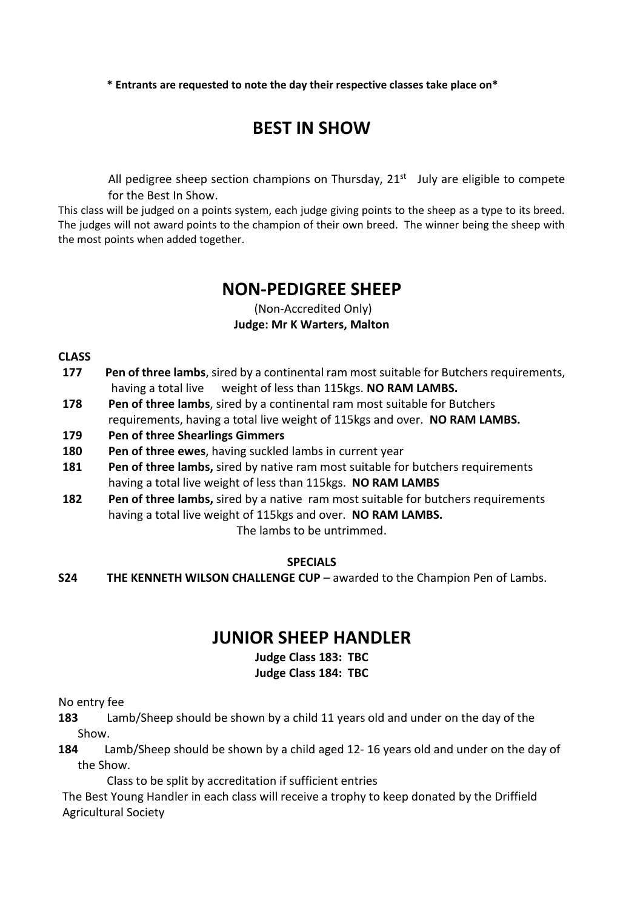**\* Entrants are requested to note the day their respective classes take place on\***

# BEST IN SHOW

All pedigree sheep section champions on Thursday, 21st July are eligible to compete for the Best In Show.

This class will be judged on a points system, each judge giving points to the sheep as a type to its breed. The judges will not award points to the champion of their own breed. The winner being the sheep with the most points when added together.

# NON-PEDIGREE SHEEP

(Non-Accredited Only)

**Judge: Mr K Warters, Malton**

**CLASS**

**177** **Pen of three lambs**, sired by a continental ram most suitable for Butchers requirements, having a total live weight of less than 115kgs. **NO RAM LAMBS.**

**178** **Pen of three lambs**, sired by a continental ram most suitable for Butchers requirements, having a total live weight of 115kgs and over. **NO RAM LAMBS.**

**179** **Pen of three Shearlings Gimmers**

**180** **Pen of three ewes**, having suckled lambs in current year

**181** **Pen of three lambs,** sired by native ram most suitable for butchers requirements having a total live weight of less than 115kgs. **NO RAM LAMBS**

**182** **Pen of three lambs,** sired by a native ram most suitable for butchers requirements having a total live weight of 115kgs and over. **NO RAM LAMBS.**

The lambs to be untrimmed.

**SPECIALS**

**S24** **THE KENNETH WILSON CHALLENGE CUP** – awarded to the Champion Pen of Lambs.

# JUNIOR SHEEP HANDLER

**Judge Class 183: TBC**

**Judge Class 184: TBC**

No entry fee

**183** Lamb/Sheep should be shown by a child 11 years old and under on the day of the Show.

**184** Lamb/Sheep should be shown by a child aged 12- 16 years old and under on the day of the Show.

Class to be split by accreditation if sufficient entries

The Best Young Handler in each class will receive a trophy to keep donated by the Driffield Agricultural Society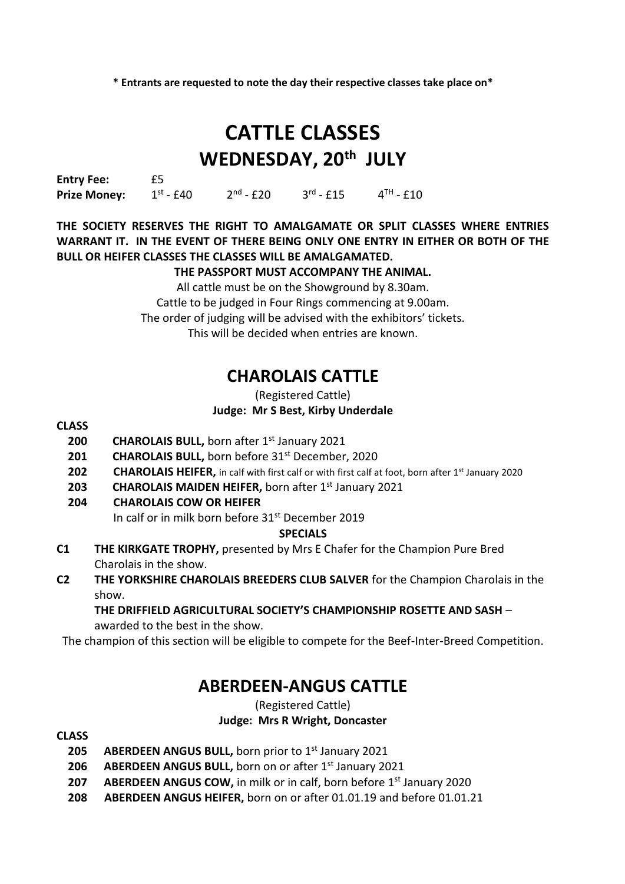**\* Entrants are requested to note the day their respective classes take place on\***

# CATTLE CLASSES
# WEDNESDAY, 20th JULY

**Entry Fee:** £5
**Prize Money:** 1st - £40 2nd - £20 3rd - £15 4TH - £10

**THE SOCIETY RESERVES THE RIGHT TO AMALGAMATE OR SPLIT CLASSES WHERE ENTRIES WARRANT IT. IN THE EVENT OF THERE BEING ONLY ONE ENTRY IN EITHER OR BOTH OF THE BULL OR HEIFER CLASSES THE CLASSES WILL BE AMALGAMATED.**

**THE PASSPORT MUST ACCOMPANY THE ANIMAL.**

All cattle must be on the Showground by 8.30am.
Cattle to be judged in Four Rings commencing at 9.00am.
The order of judging will be advised with the exhibitors' tickets.
This will be decided when entries are known.

## CHAROLAIS CATTLE

(Registered Cattle)
**Judge: Mr S Best, Kirby Underdale**

**CLASS**

- **200** **CHAROLAIS BULL,** born after 1st January 2021
- **201** **CHAROLAIS BULL,** born before 31st December, 2020
- **202** **CHAROLAIS HEIFER,** in calf with first calf or with first calf at foot, born after 1st January 2020
- **203** **CHAROLAIS MAIDEN HEIFER,** born after 1st January 2021
- **204** **CHAROLAIS COW OR HEIFER**
  In calf or in milk born before 31st December 2019

**SPECIALS**

- **C1** **THE KIRKGATE TROPHY,** presented by Mrs E Chafer for the Champion Pure Bred Charolais in the show.
- **C2** **THE YORKSHIRE CHAROLAIS BREEDERS CLUB SALVER** for the Champion Charolais in the show.
  **THE DRIFFIELD AGRICULTURAL SOCIETY'S CHAMPIONSHIP ROSETTE AND SASH** – awarded to the best in the show.

The champion of this section will be eligible to compete for the Beef-Inter-Breed Competition.

## ABERDEEN-ANGUS CATTLE

(Registered Cattle)
**Judge: Mrs R Wright, Doncaster**

**CLASS**

- **205** **ABERDEEN ANGUS BULL,** born prior to 1st January 2021
- **206** **ABERDEEN ANGUS BULL,** born on or after 1st January 2021
- **207** **ABERDEEN ANGUS COW,** in milk or in calf, born before 1st January 2020
- **208** **ABERDEEN ANGUS HEIFER,** born on or after 01.01.19 and before 01.01.21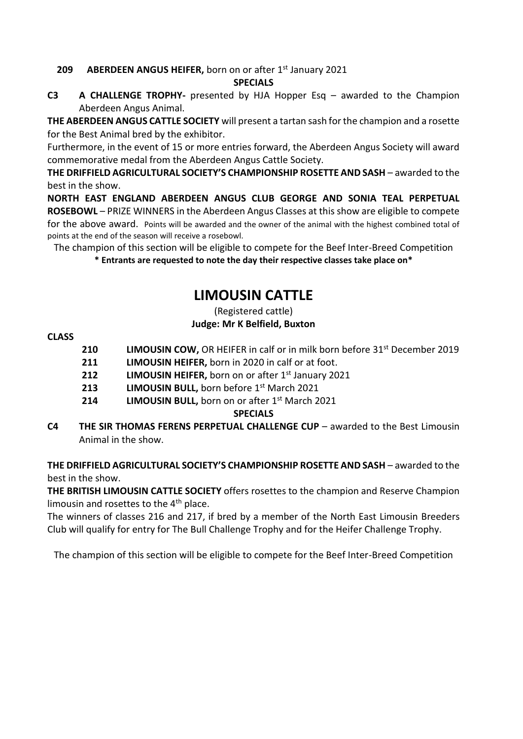**209 ABERDEEN ANGUS HEIFER,** born on or after 1st January 2021

**SPECIALS**

**C3 A CHALLENGE TROPHY-** presented by HJA Hopper Esq – awarded to the Champion Aberdeen Angus Animal.

**THE ABERDEEN ANGUS CATTLE SOCIETY** will present a tartan sash for the champion and a rosette for the Best Animal bred by the exhibitor.

Furthermore, in the event of 15 or more entries forward, the Aberdeen Angus Society will award commemorative medal from the Aberdeen Angus Cattle Society.

**THE DRIFFIELD AGRICULTURAL SOCIETY'S CHAMPIONSHIP ROSETTE AND SASH** – awarded to the best in the show.

**NORTH EAST ENGLAND ABERDEEN ANGUS CLUB GEORGE AND SONIA TEAL PERPETUAL ROSEBOWL** – PRIZE WINNERS in the Aberdeen Angus Classes at this show are eligible to compete for the above award. Points will be awarded and the owner of the animal with the highest combined total of points at the end of the season will receive a rosebowl.

The champion of this section will be eligible to compete for the Beef Inter-Breed Competition

**\* Entrants are requested to note the day their respective classes take place on\***

# LIMOUSIN CATTLE

(Registered cattle)

**Judge: Mr K Belfield, Buxton**

**CLASS**

**210 LIMOUSIN COW,** OR HEIFER in calf or in milk born before 31st December 2019

**211 LIMOUSIN HEIFER,** born in 2020 in calf or at foot.

**212 LIMOUSIN HEIFER,** born on or after 1st January 2021

**213 LIMOUSIN BULL,** born before 1st March 2021

**214 LIMOUSIN BULL,** born on or after 1st March 2021

**SPECIALS**

**C4 THE SIR THOMAS FERENS PERPETUAL CHALLENGE CUP** – awarded to the Best Limousin Animal in the show.

**THE DRIFFIELD AGRICULTURAL SOCIETY'S CHAMPIONSHIP ROSETTE AND SASH** – awarded to the best in the show.

**THE BRITISH LIMOUSIN CATTLE SOCIETY** offers rosettes to the champion and Reserve Champion limousin and rosettes to the 4th place.

The winners of classes 216 and 217, if bred by a member of the North East Limousin Breeders Club will qualify for entry for The Bull Challenge Trophy and for the Heifer Challenge Trophy.

The champion of this section will be eligible to compete for the Beef Inter-Breed Competition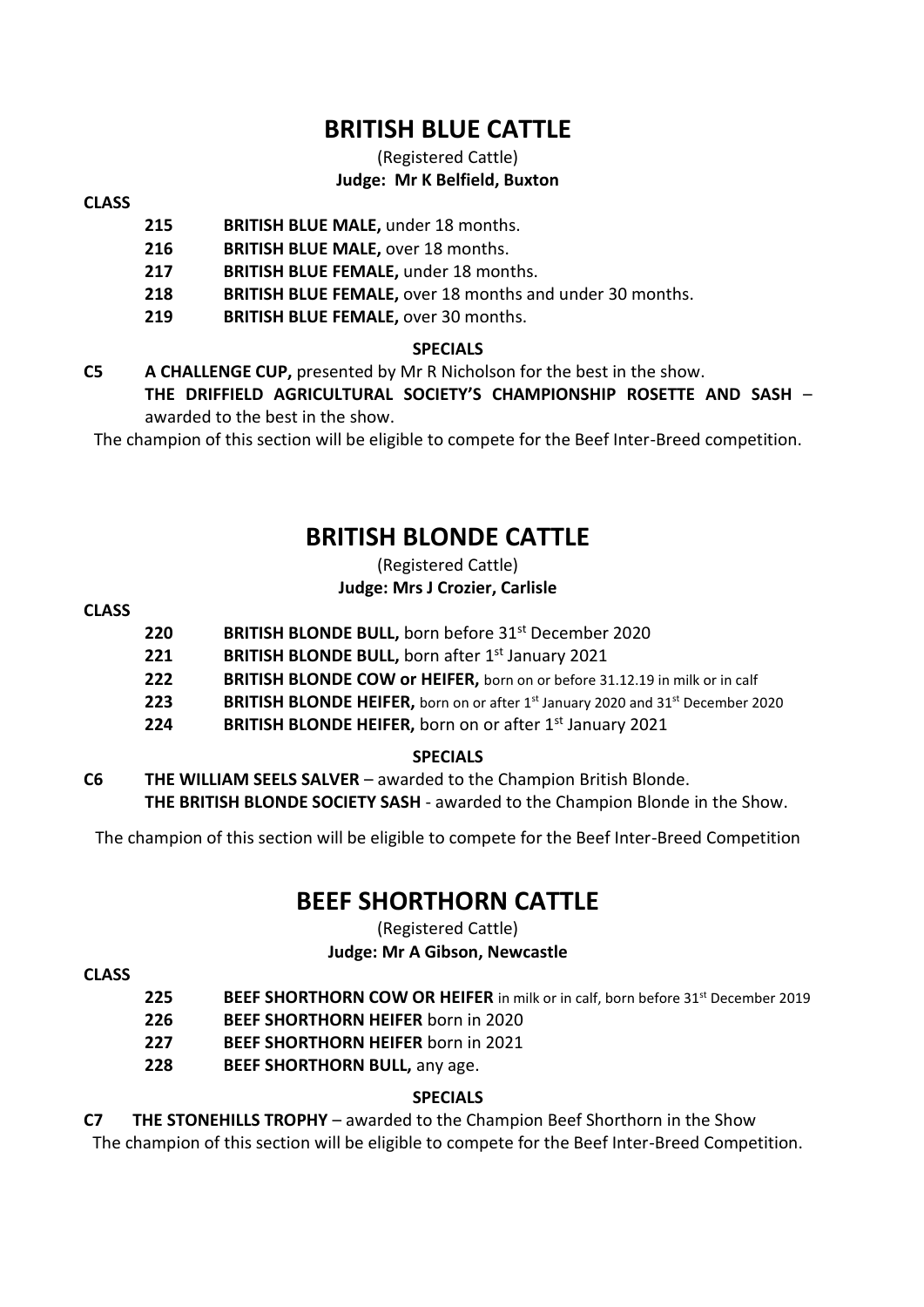# BRITISH BLUE CATTLE

(Registered Cattle)

**Judge: Mr K Belfield, Buxton**

**CLASS**

- **215** **BRITISH BLUE MALE,** under 18 months.
- **216** **BRITISH BLUE MALE,** over 18 months.
- **217** **BRITISH BLUE FEMALE,** under 18 months.
- **218** **BRITISH BLUE FEMALE,** over 18 months and under 30 months.
- **219** **BRITISH BLUE FEMALE,** over 30 months.

**SPECIALS**

**C5** **A CHALLENGE CUP,** presented by Mr R Nicholson for the best in the show.
**THE DRIFFIELD AGRICULTURAL SOCIETY'S CHAMPIONSHIP ROSETTE AND SASH** – awarded to the best in the show.

The champion of this section will be eligible to compete for the Beef Inter-Breed competition.

# BRITISH BLONDE CATTLE

(Registered Cattle)

**Judge: Mrs J Crozier, Carlisle**

**CLASS**

- **220** **BRITISH BLONDE BULL,** born before 31st December 2020
- **221** **BRITISH BLONDE BULL,** born after 1st January 2021
- **222** **BRITISH BLONDE COW or HEIFER,** born on or before 31.12.19 in milk or in calf
- **223** **BRITISH BLONDE HEIFER,** born on or after 1st January 2020 and 31st December 2020
- **224** **BRITISH BLONDE HEIFER,** born on or after 1st January 2021

**SPECIALS**

**C6** **THE WILLIAM SEELS SALVER** – awarded to the Champion British Blonde.
**THE BRITISH BLONDE SOCIETY SASH** - awarded to the Champion Blonde in the Show.

The champion of this section will be eligible to compete for the Beef Inter-Breed Competition

# BEEF SHORTHORN CATTLE

(Registered Cattle)

**Judge: Mr A Gibson, Newcastle**

**CLASS**

- **225** **BEEF SHORTHORN COW OR HEIFER** in milk or in calf, born before 31st December 2019
- **226** **BEEF SHORTHORN HEIFER** born in 2020
- **227** **BEEF SHORTHORN HEIFER** born in 2021
- **228** **BEEF SHORTHORN BULL,** any age.

**SPECIALS**

**C7** **THE STONEHILLS TROPHY** – awarded to the Champion Beef Shorthorn in the Show
The champion of this section will be eligible to compete for the Beef Inter-Breed Competition.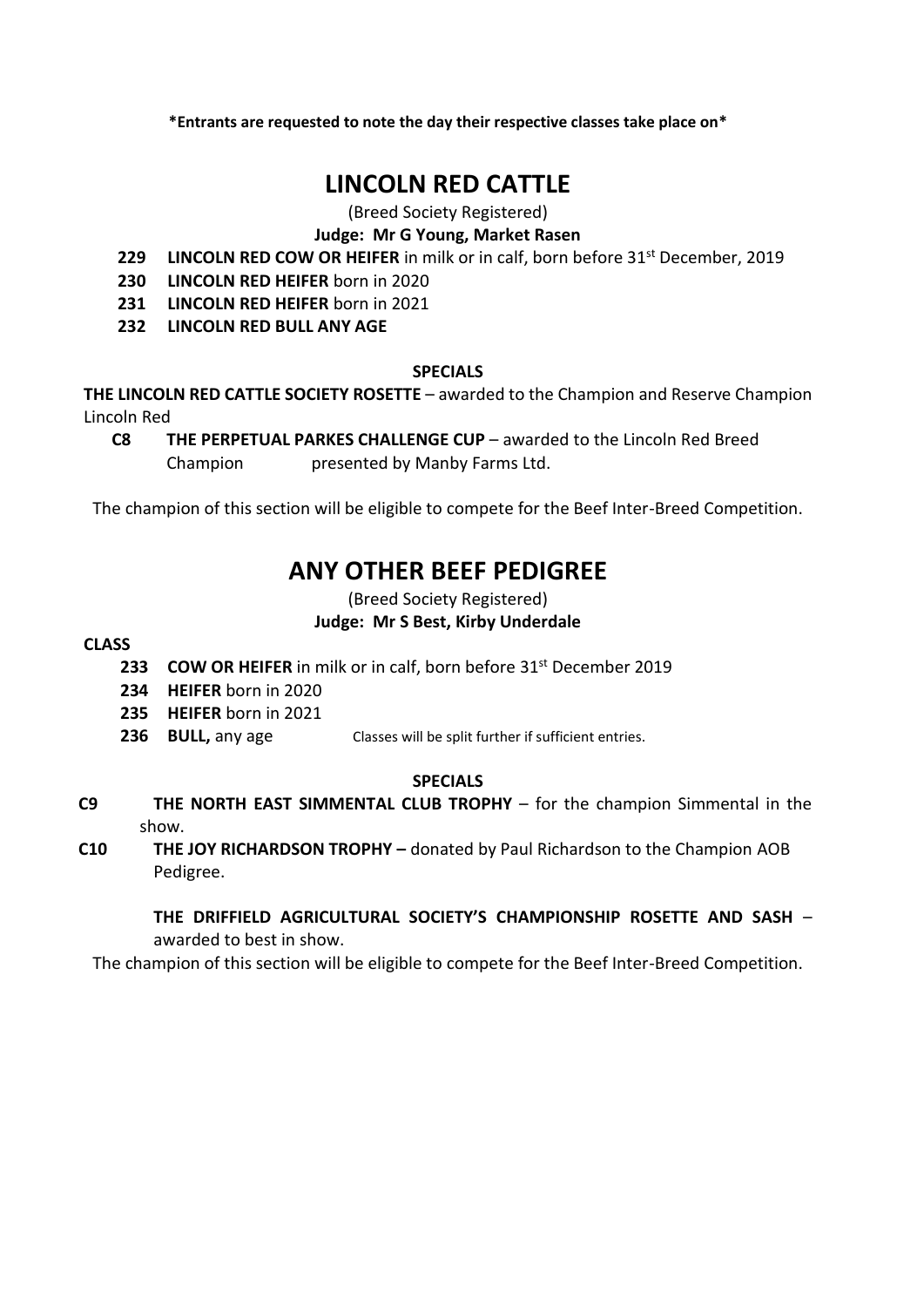**\*Entrants are requested to note the day their respective classes take place on\***

# LINCOLN RED CATTLE

(Breed Society Registered)

**Judge: Mr G Young, Market Rasen**

- **229 LINCOLN RED COW OR HEIFER** in milk or in calf, born before 31st December, 2019
- **230 LINCOLN RED HEIFER** born in 2020
- **231 LINCOLN RED HEIFER** born in 2021
- **232 LINCOLN RED BULL ANY AGE**

**SPECIALS**

**THE LINCOLN RED CATTLE SOCIETY ROSETTE** – awarded to the Champion and Reserve Champion Lincoln Red

**C8 THE PERPETUAL PARKES CHALLENGE CUP** – awarded to the Lincoln Red Breed Champion presented by Manby Farms Ltd.

The champion of this section will be eligible to compete for the Beef Inter-Breed Competition.

# ANY OTHER BEEF PEDIGREE

(Breed Society Registered)

**Judge: Mr S Best, Kirby Underdale**

**CLASS**

- **233 COW OR HEIFER** in milk or in calf, born before 31st December 2019
- **234 HEIFER** born in 2020
- **235 HEIFER** born in 2021
- **236 BULL,** any age — Classes will be split further if sufficient entries.

**SPECIALS**

**C9 THE NORTH EAST SIMMENTAL CLUB TROPHY** – for the champion Simmental in the show.

**C10 THE JOY RICHARDSON TROPHY –** donated by Paul Richardson to the Champion AOB Pedigree.

**THE DRIFFIELD AGRICULTURAL SOCIETY'S CHAMPIONSHIP ROSETTE AND SASH** – awarded to best in show.

The champion of this section will be eligible to compete for the Beef Inter-Breed Competition.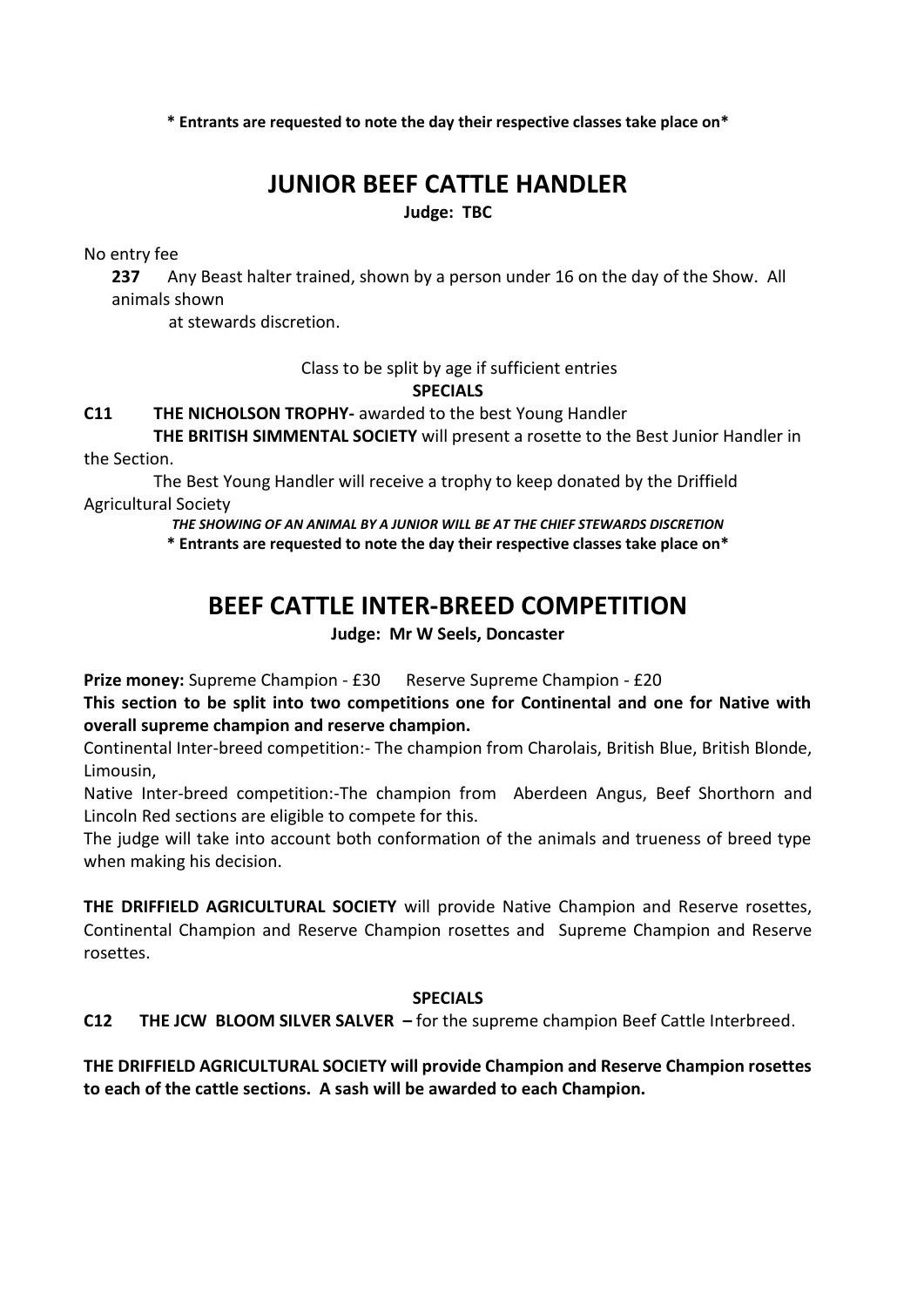**\* Entrants are requested to note the day their respective classes take place on\***

# JUNIOR BEEF CATTLE HANDLER

**Judge: TBC**

No entry fee

**237** Any Beast halter trained, shown by a person under 16 on the day of the Show. All animals shown at stewards discretion.

Class to be split by age if sufficient entries

**SPECIALS**

**C11 THE NICHOLSON TROPHY-** awarded to the best Young Handler

**THE BRITISH SIMMENTAL SOCIETY** will present a rosette to the Best Junior Handler in the Section.

The Best Young Handler will receive a trophy to keep donated by the Driffield Agricultural Society

***THE SHOWING OF AN ANIMAL BY A JUNIOR WILL BE AT THE CHIEF STEWARDS DISCRETION***

**\* Entrants are requested to note the day their respective classes take place on\***

# BEEF CATTLE INTER-BREED COMPETITION

**Judge: Mr W Seels, Doncaster**

**Prize money:** Supreme Champion - £30 Reserve Supreme Champion - £20

**This section to be split into two competitions one for Continental and one for Native with overall supreme champion and reserve champion.**

Continental Inter-breed competition:- The champion from Charolais, British Blue, British Blonde, Limousin,

Native Inter-breed competition:-The champion from Aberdeen Angus, Beef Shorthorn and Lincoln Red sections are eligible to compete for this.

The judge will take into account both conformation of the animals and trueness of breed type when making his decision.

**THE DRIFFIELD AGRICULTURAL SOCIETY** will provide Native Champion and Reserve rosettes, Continental Champion and Reserve Champion rosettes and Supreme Champion and Reserve rosettes.

**SPECIALS**

**C12 THE JCW BLOOM SILVER SALVER –** for the supreme champion Beef Cattle Interbreed.

**THE DRIFFIELD AGRICULTURAL SOCIETY will provide Champion and Reserve Champion rosettes to each of the cattle sections. A sash will be awarded to each Champion.**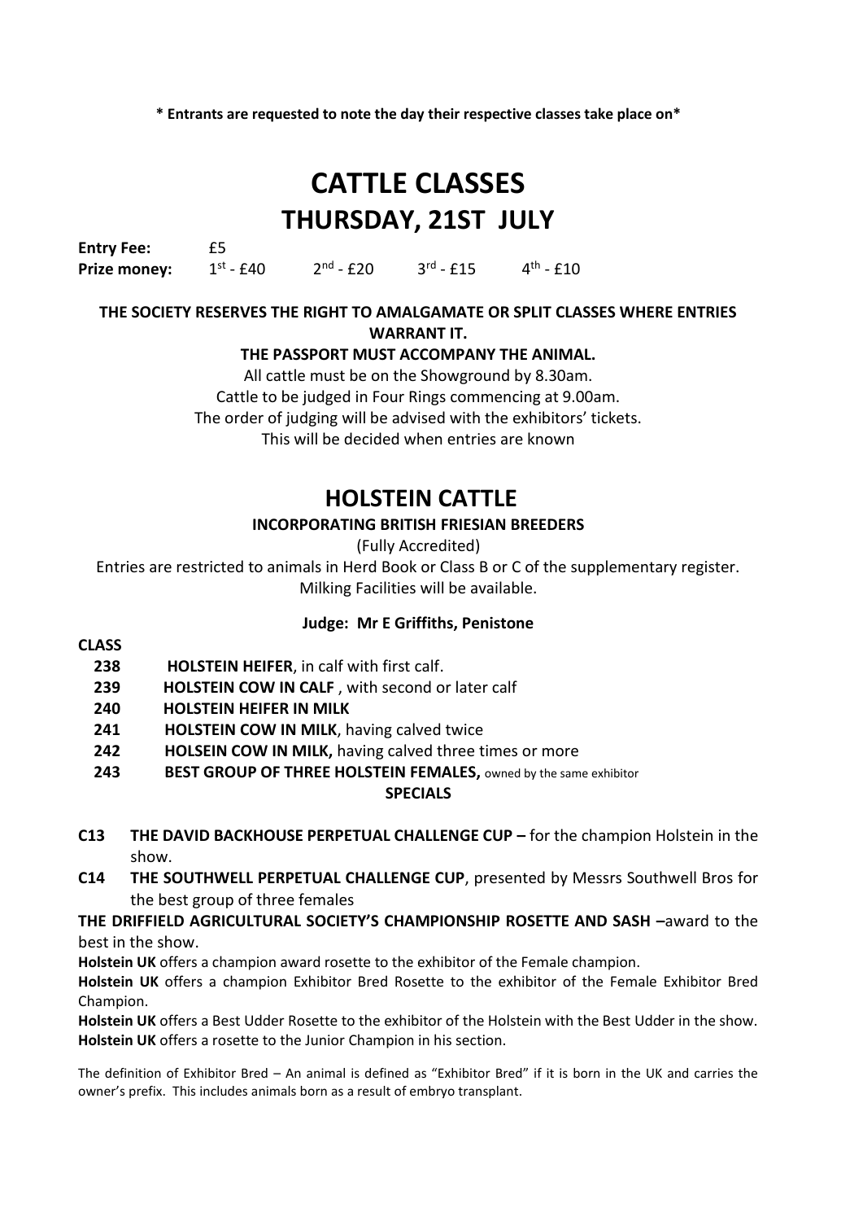**\* Entrants are requested to note the day their respective classes take place on\***

# CATTLE CLASSES
## THURSDAY, 21ST JULY

**Entry Fee:** £5
**Prize money:** 1st - £40  2nd - £20  3rd - £15  4th - £10

**THE SOCIETY RESERVES THE RIGHT TO AMALGAMATE OR SPLIT CLASSES WHERE ENTRIES WARRANT IT.**

**THE PASSPORT MUST ACCOMPANY THE ANIMAL.**

All cattle must be on the Showground by 8.30am.
Cattle to be judged in Four Rings commencing at 9.00am.
The order of judging will be advised with the exhibitors' tickets.
This will be decided when entries are known

## HOLSTEIN CATTLE

**INCORPORATING BRITISH FRIESIAN BREEDERS**

(Fully Accredited)

Entries are restricted to animals in Herd Book or Class B or C of the supplementary register.
Milking Facilities will be available.

**Judge: Mr E Griffiths, Penistone**

**CLASS**

- **238** **HOLSTEIN HEIFER**, in calf with first calf.
- **239** **HOLSTEIN COW IN CALF** , with second or later calf
- **240** **HOLSTEIN HEIFER IN MILK**
- **241** **HOLSTEIN COW IN MILK**, having calved twice
- **242** **HOLSEIN COW IN MILK,** having calved three times or more
- **243** **BEST GROUP OF THREE HOLSTEIN FEMALES,** owned by the same exhibitor

**SPECIALS**

**C13** **THE DAVID BACKHOUSE PERPETUAL CHALLENGE CUP –** for the champion Holstein in the show.

**C14** **THE SOUTHWELL PERPETUAL CHALLENGE CUP**, presented by Messrs Southwell Bros for the best group of three females

**THE DRIFFIELD AGRICULTURAL SOCIETY'S CHAMPIONSHIP ROSETTE AND SASH –**award to the best in the show.

**Holstein UK** offers a champion award rosette to the exhibitor of the Female champion.

**Holstein UK** offers a champion Exhibitor Bred Rosette to the exhibitor of the Female Exhibitor Bred Champion.

**Holstein UK** offers a Best Udder Rosette to the exhibitor of the Holstein with the Best Udder in the show.

**Holstein UK** offers a rosette to the Junior Champion in his section.

The definition of Exhibitor Bred – An animal is defined as "Exhibitor Bred" if it is born in the UK and carries the owner's prefix. This includes animals born as a result of embryo transplant.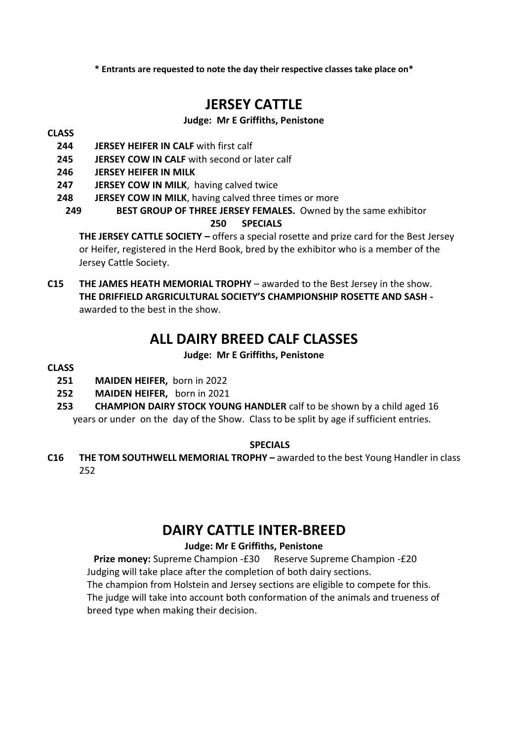**\* Entrants are requested to note the day their respective classes take place on\***

# JERSEY CATTLE

**Judge: Mr E Griffiths, Penistone**

**CLASS**

- **244** **JERSEY HEIFER IN CALF** with first calf
- **245** **JERSEY COW IN CALF** with second or later calf
- **246** **JERSEY HEIFER IN MILK**
- **247** **JERSEY COW IN MILK**, having calved twice
- **248** **JERSEY COW IN MILK**, having calved three times or more
- **249** **BEST GROUP OF THREE JERSEY FEMALES.** Owned by the same exhibitor

**250 SPECIALS**

**THE JERSEY CATTLE SOCIETY –** offers a special rosette and prize card for the Best Jersey or Heifer, registered in the Herd Book, bred by the exhibitor who is a member of the Jersey Cattle Society.

**C15** **THE JAMES HEATH MEMORIAL TROPHY** – awarded to the Best Jersey in the show.
**THE DRIFFIELD ARGRICULTURAL SOCIETY'S CHAMPIONSHIP ROSETTE AND SASH -** awarded to the best in the show.

# ALL DAIRY BREED CALF CLASSES

**Judge: Mr E Griffiths, Penistone**

**CLASS**

- **251** **MAIDEN HEIFER,** born in 2022
- **252** **MAIDEN HEIFER,** born in 2021
- **253** **CHAMPION DAIRY STOCK YOUNG HANDLER** calf to be shown by a child aged 16 years or under on the day of the Show. Class to be split by age if sufficient entries.

**SPECIALS**

**C16** **THE TOM SOUTHWELL MEMORIAL TROPHY –** awarded to the best Young Handler in class 252

# DAIRY CATTLE INTER-BREED

**Judge: Mr E Griffiths, Penistone**

**Prize money:** Supreme Champion -£30 Reserve Supreme Champion -£20

Judging will take place after the completion of both dairy sections.

The champion from Holstein and Jersey sections are eligible to compete for this.

The judge will take into account both conformation of the animals and trueness of breed type when making their decision.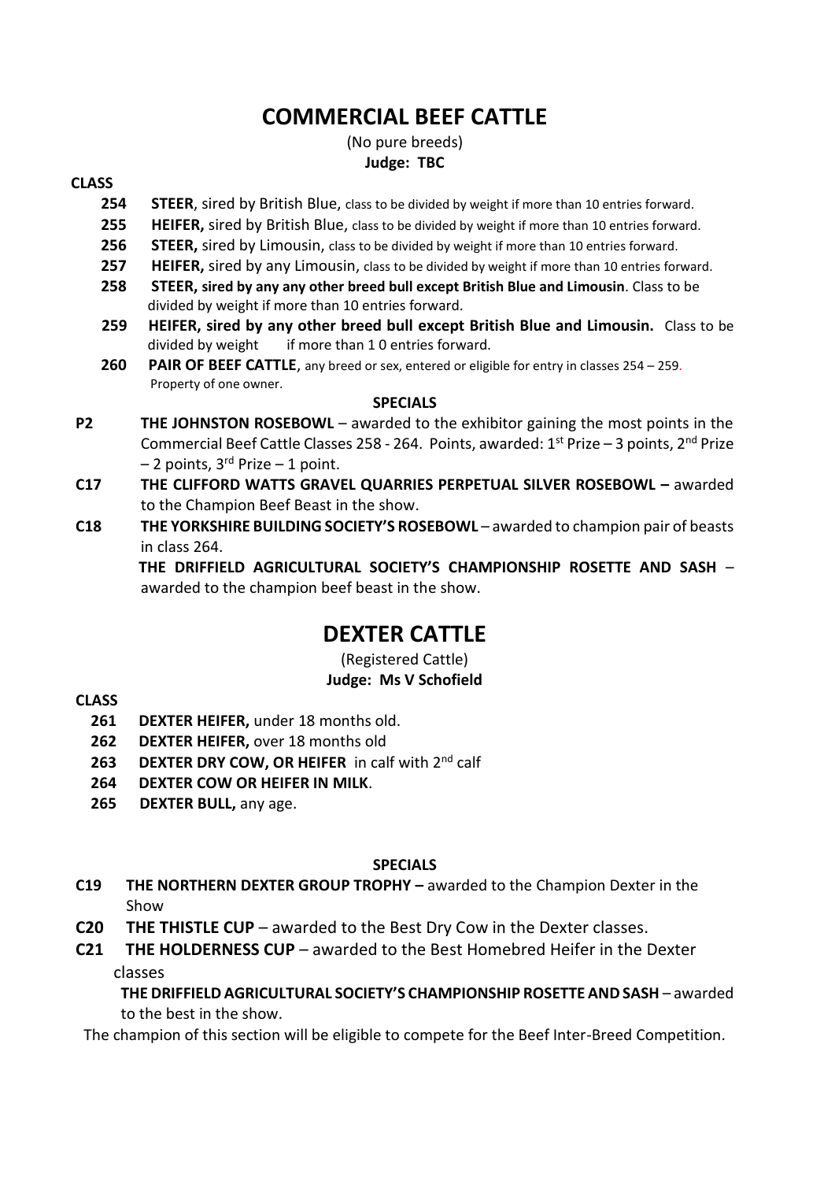# COMMERCIAL BEEF CATTLE

(No pure breeds)

**Judge: TBC**

**CLASS**

- **254** **STEER**, sired by British Blue, class to be divided by weight if more than 10 entries forward.
- **255** **HEIFER,** sired by British Blue, class to be divided by weight if more than 10 entries forward.
- **256** **STEER,** sired by Limousin, class to be divided by weight if more than 10 entries forward.
- **257** **HEIFER,** sired by any Limousin, class to be divided by weight if more than 10 entries forward.
- **258** **STEER, sired by any any other breed bull except British Blue and Limousin**. Class to be divided by weight if more than 10 entries forward.
- **259** **HEIFER, sired by any other breed bull except British Blue and Limousin.** Class to be divided by weight if more than 1 0 entries forward.
- **260** **PAIR OF BEEF CATTLE**, any breed or sex, entered or eligible for entry in classes 254 – 259. Property of one owner.

**SPECIALS**

**P2** **THE JOHNSTON ROSEBOWL** – awarded to the exhibitor gaining the most points in the Commercial Beef Cattle Classes 258 - 264. Points, awarded: 1st Prize – 3 points, 2nd Prize – 2 points, 3rd Prize – 1 point.

**C17** **THE CLIFFORD WATTS GRAVEL QUARRIES PERPETUAL SILVER ROSEBOWL –** awarded to the Champion Beef Beast in the show.

**C18** **THE YORKSHIRE BUILDING SOCIETY'S ROSEBOWL** – awarded to champion pair of beasts in class 264.

**THE DRIFFIELD AGRICULTURAL SOCIETY'S CHAMPIONSHIP ROSETTE AND SASH** – awarded to the champion beef beast in the show.

# DEXTER CATTLE

(Registered Cattle)

**Judge: Ms V Schofield**

**CLASS**

- **261** **DEXTER HEIFER,** under 18 months old.
- **262** **DEXTER HEIFER,** over 18 months old
- **263** **DEXTER DRY COW, OR HEIFER** in calf with 2nd calf
- **264** **DEXTER COW OR HEIFER IN MILK**.
- **265** **DEXTER BULL,** any age.

**SPECIALS**

**C19** **THE NORTHERN DEXTER GROUP TROPHY –** awarded to the Champion Dexter in the Show

**C20** **THE THISTLE CUP** – awarded to the Best Dry Cow in the Dexter classes.

**C21** **THE HOLDERNESS CUP** – awarded to the Best Homebred Heifer in the Dexter classes

**THE DRIFFIELD AGRICULTURAL SOCIETY'S CHAMPIONSHIP ROSETTE AND SASH** – awarded to the best in the show.

The champion of this section will be eligible to compete for the Beef Inter-Breed Competition.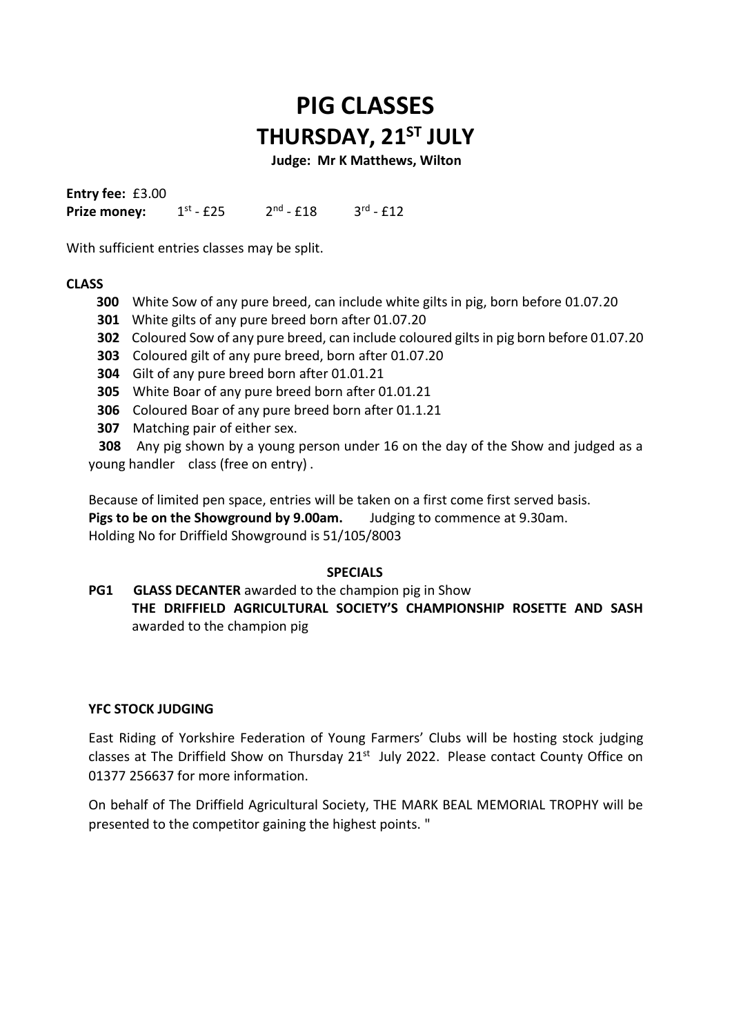# PIG CLASSES
# THURSDAY, 21ST JULY

**Judge: Mr K Matthews, Wilton**

**Entry fee:** £3.00
**Prize money:** 1st - £25 2nd - £18 3rd - £12

With sufficient entries classes may be split.

**CLASS**

- **300** White Sow of any pure breed, can include white gilts in pig, born before 01.07.20
- **301** White gilts of any pure breed born after 01.07.20
- **302** Coloured Sow of any pure breed, can include coloured gilts in pig born before 01.07.20
- **303** Coloured gilt of any pure breed, born after 01.07.20
- **304** Gilt of any pure breed born after 01.01.21
- **305** White Boar of any pure breed born after 01.01.21
- **306** Coloured Boar of any pure breed born after 01.1.21
- **307** Matching pair of either sex.
- **308** Any pig shown by a young person under 16 on the day of the Show and judged as a young handler class (free on entry) .

Because of limited pen space, entries will be taken on a first come first served basis.
**Pigs to be on the Showground by 9.00am.** Judging to commence at 9.30am.
Holding No for Driffield Showground is 51/105/8003

**SPECIALS**

**PG1 GLASS DECANTER** awarded to the champion pig in Show
**THE DRIFFIELD AGRICULTURAL SOCIETY'S CHAMPIONSHIP ROSETTE AND SASH** awarded to the champion pig

**YFC STOCK JUDGING**

East Riding of Yorkshire Federation of Young Farmers' Clubs will be hosting stock judging classes at The Driffield Show on Thursday 21st July 2022. Please contact County Office on 01377 256637 for more information.

On behalf of The Driffield Agricultural Society, THE MARK BEAL MEMORIAL TROPHY will be presented to the competitor gaining the highest points. "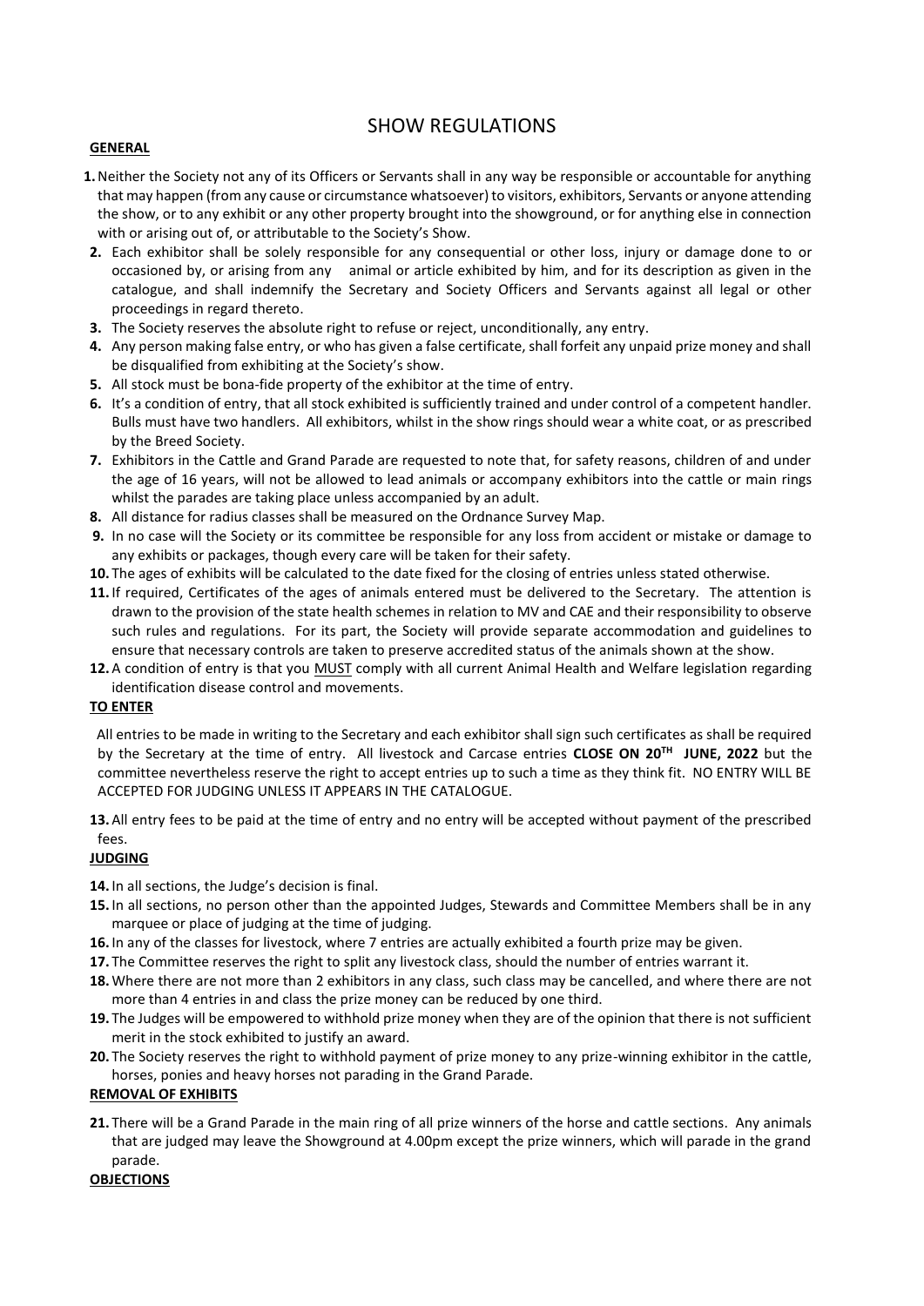# SHOW REGULATIONS

**GENERAL**

1. Neither the Society not any of its Officers or Servants shall in any way be responsible or accountable for anything that may happen (from any cause or circumstance whatsoever) to visitors, exhibitors, Servants or anyone attending the show, or to any exhibit or any other property brought into the showground, or for anything else in connection with or arising out of, or attributable to the Society's Show.
2. Each exhibitor shall be solely responsible for any consequential or other loss, injury or damage done to or occasioned by, or arising from any animal or article exhibited by him, and for its description as given in the catalogue, and shall indemnify the Secretary and Society Officers and Servants against all legal or other proceedings in regard thereto.
3. The Society reserves the absolute right to refuse or reject, unconditionally, any entry.
4. Any person making false entry, or who has given a false certificate, shall forfeit any unpaid prize money and shall be disqualified from exhibiting at the Society's show.
5. All stock must be bona-fide property of the exhibitor at the time of entry.
6. It's a condition of entry, that all stock exhibited is sufficiently trained and under control of a competent handler. Bulls must have two handlers. All exhibitors, whilst in the show rings should wear a white coat, or as prescribed by the Breed Society.
7. Exhibitors in the Cattle and Grand Parade are requested to note that, for safety reasons, children of and under the age of 16 years, will not be allowed to lead animals or accompany exhibitors into the cattle or main rings whilst the parades are taking place unless accompanied by an adult.
8. All distance for radius classes shall be measured on the Ordnance Survey Map.
9. In no case will the Society or its committee be responsible for any loss from accident or mistake or damage to any exhibits or packages, though every care will be taken for their safety.
10. The ages of exhibits will be calculated to the date fixed for the closing of entries unless stated otherwise.
11. If required, Certificates of the ages of animals entered must be delivered to the Secretary. The attention is drawn to the provision of the state health schemes in relation to MV and CAE and their responsibility to observe such rules and regulations. For its part, the Society will provide separate accommodation and guidelines to ensure that necessary controls are taken to preserve accredited status of the animals shown at the show.
12. A condition of entry is that you MUST comply with all current Animal Health and Welfare legislation regarding identification disease control and movements.

**TO ENTER**

All entries to be made in writing to the Secretary and each exhibitor shall sign such certificates as shall be required by the Secretary at the time of entry. All livestock and Carcase entries **CLOSE ON 20TH JUNE, 2022** but the committee nevertheless reserve the right to accept entries up to such a time as they think fit. NO ENTRY WILL BE ACCEPTED FOR JUDGING UNLESS IT APPEARS IN THE CATALOGUE.

13. All entry fees to be paid at the time of entry and no entry will be accepted without payment of the prescribed fees.

**JUDGING**

14. In all sections, the Judge's decision is final.
15. In all sections, no person other than the appointed Judges, Stewards and Committee Members shall be in any marquee or place of judging at the time of judging.
16. In any of the classes for livestock, where 7 entries are actually exhibited a fourth prize may be given.
17. The Committee reserves the right to split any livestock class, should the number of entries warrant it.
18. Where there are not more than 2 exhibitors in any class, such class may be cancelled, and where there are not more than 4 entries in and class the prize money can be reduced by one third.
19. The Judges will be empowered to withhold prize money when they are of the opinion that there is not sufficient merit in the stock exhibited to justify an award.
20. The Society reserves the right to withhold payment of prize money to any prize-winning exhibitor in the cattle, horses, ponies and heavy horses not parading in the Grand Parade.

**REMOVAL OF EXHIBITS**

21. There will be a Grand Parade in the main ring of all prize winners of the horse and cattle sections. Any animals that are judged may leave the Showground at 4.00pm except the prize winners, which will parade in the grand parade.

**OBJECTIONS**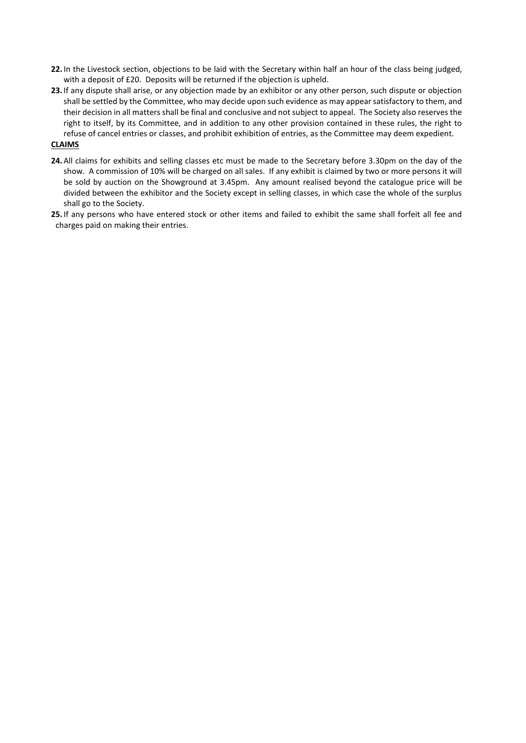**22.** In the Livestock section, objections to be laid with the Secretary within half an hour of the class being judged, with a deposit of £20. Deposits will be returned if the objection is upheld.

**23.** If any dispute shall arise, or any objection made by an exhibitor or any other person, such dispute or objection shall be settled by the Committee, who may decide upon such evidence as may appear satisfactory to them, and their decision in all matters shall be final and conclusive and not subject to appeal. The Society also reserves the right to itself, by its Committee, and in addition to any other provision contained in these rules, the right to refuse of cancel entries or classes, and prohibit exhibition of entries, as the Committee may deem expedient.

**CLAIMS**

**24.** All claims for exhibits and selling classes etc must be made to the Secretary before 3.30pm on the day of the show. A commission of 10% will be charged on all sales. If any exhibit is claimed by two or more persons it will be sold by auction on the Showground at 3.45pm. Any amount realised beyond the catalogue price will be divided between the exhibitor and the Society except in selling classes, in which case the whole of the surplus shall go to the Society.

**25.** If any persons who have entered stock or other items and failed to exhibit the same shall forfeit all fee and charges paid on making their entries.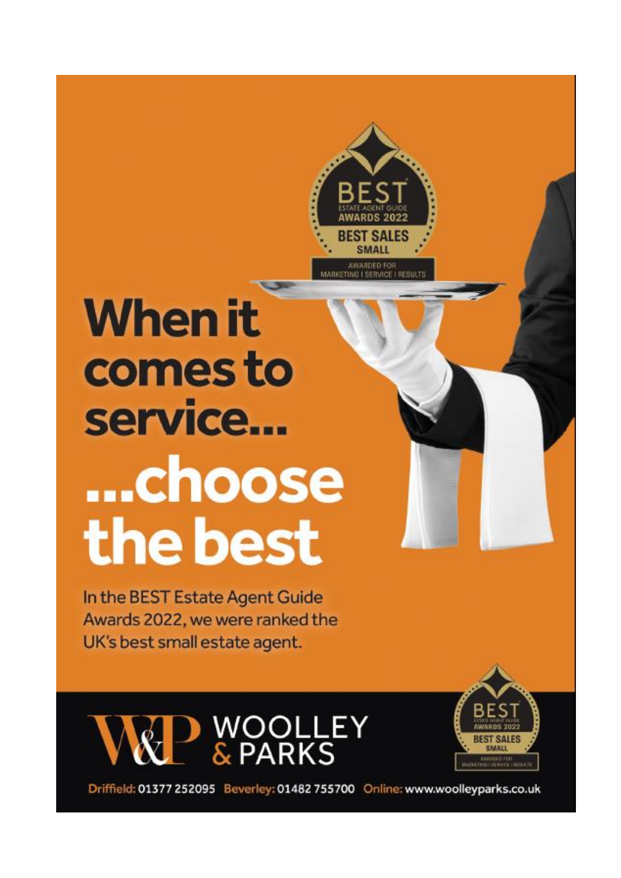# When it comes to service...

# ...choose the best

In the BEST Estate Agent Guide Awards 2022, we were ranked the UK's best small estate agent.

BEST ESTATE AGENT GUIDE AWARDS 2022
BEST SALES SMALL
AWARDED FOR MARKETING | SERVICE | RESULTS

**WOOLLEY & PARKS**

Driffield: 01377 252095 Beverley: 01482 755700 Online: www.woolleyparks.co.uk